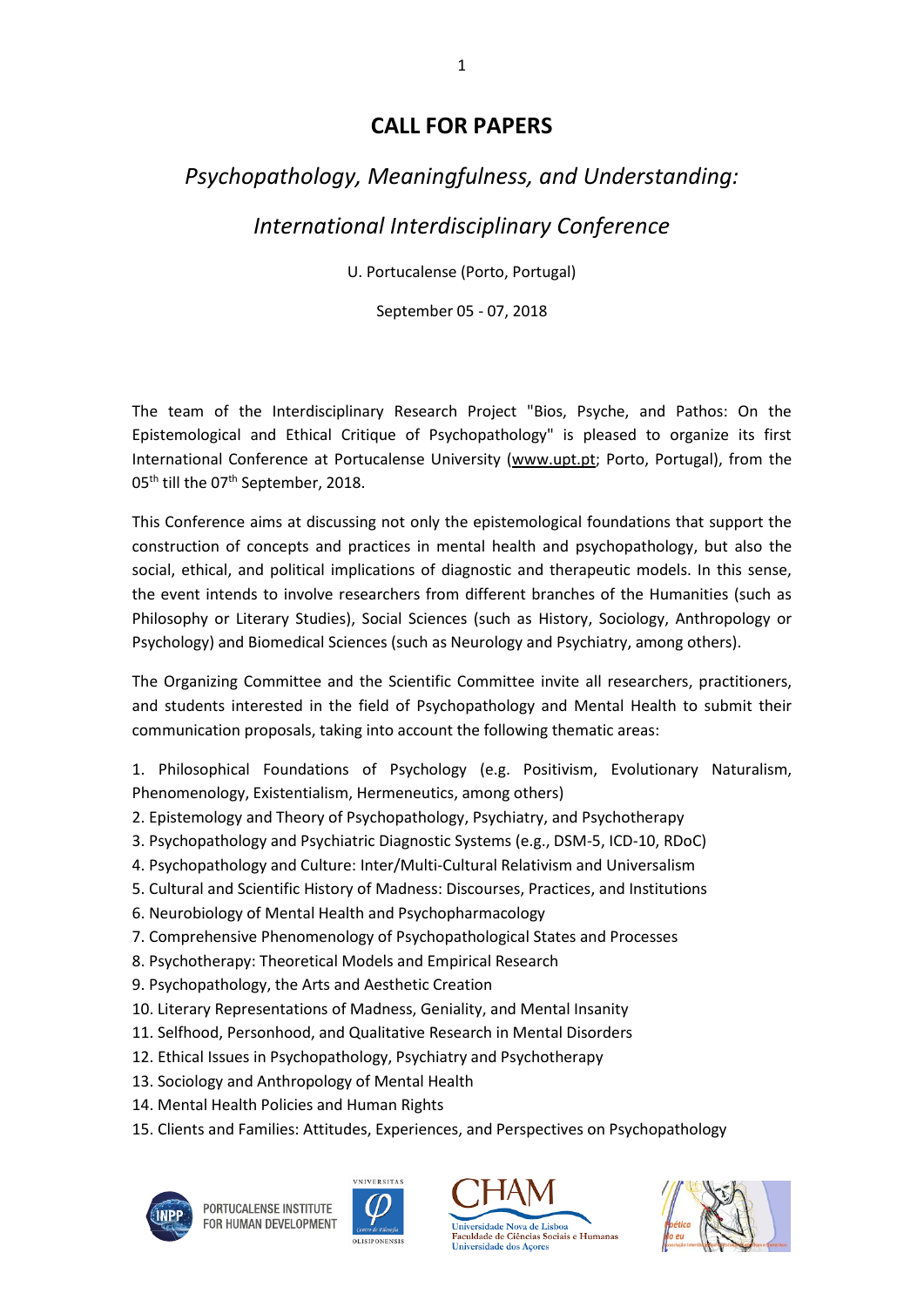# CALL FOR PAPERS

## *Psychopathology, Meaningfulness, and Understanding:*

## *International Interdisciplinary Conference*

U. Portucalense (Porto, Portugal)

September 05 - 07, 2018

The team of the Interdisciplinary Research Project "Bios, Psyche, and Pathos: On the Epistemological and Ethical Critique of Psychopathology" is pleased to organize its first International Conference at Portucalense University (www.upt.pt; Porto, Portugal), from the 05th till the 07th September, 2018.

This Conference aims at discussing not only the epistemological foundations that support the construction of concepts and practices in mental health and psychopathology, but also the social, ethical, and political implications of diagnostic and therapeutic models. In this sense, the event intends to involve researchers from different branches of the Humanities (such as Philosophy or Literary Studies), Social Sciences (such as History, Sociology, Anthropology or Psychology) and Biomedical Sciences (such as Neurology and Psychiatry, among others).

The Organizing Committee and the Scientific Committee invite all researchers, practitioners, and students interested in the field of Psychopathology and Mental Health to submit their communication proposals, taking into account the following thematic areas:

1. Philosophical Foundations of Psychology (e.g. Positivism, Evolutionary Naturalism, Phenomenology, Existentialism, Hermeneutics, among others)
2. Epistemology and Theory of Psychopathology, Psychiatry, and Psychotherapy
3. Psychopathology and Psychiatric Diagnostic Systems (e.g., DSM-5, ICD-10, RDoC)
4. Psychopathology and Culture: Inter/Multi-Cultural Relativism and Universalism
5. Cultural and Scientific History of Madness: Discourses, Practices, and Institutions
6. Neurobiology of Mental Health and Psychopharmacology
7. Comprehensive Phenomenology of Psychopathological States and Processes
8. Psychotherapy: Theoretical Models and Empirical Research
9. Psychopathology, the Arts and Aesthetic Creation
10. Literary Representations of Madness, Geniality, and Mental Insanity
11. Selfhood, Personhood, and Qualitative Research in Mental Disorders
12. Ethical Issues in Psychopathology, Psychiatry and Psychotherapy
13. Sociology and Anthropology of Mental Health
14. Mental Health Policies and Human Rights
15. Clients and Families: Attitudes, Experiences, and Perspectives on Psychopathology

PORTUCALENSE INSTITUTE FOR HUMAN DEVELOPMENT

CHAM Universidade Nova de Lisboa Faculdade de Ciências Sociais e Humanas Universidade dos Açores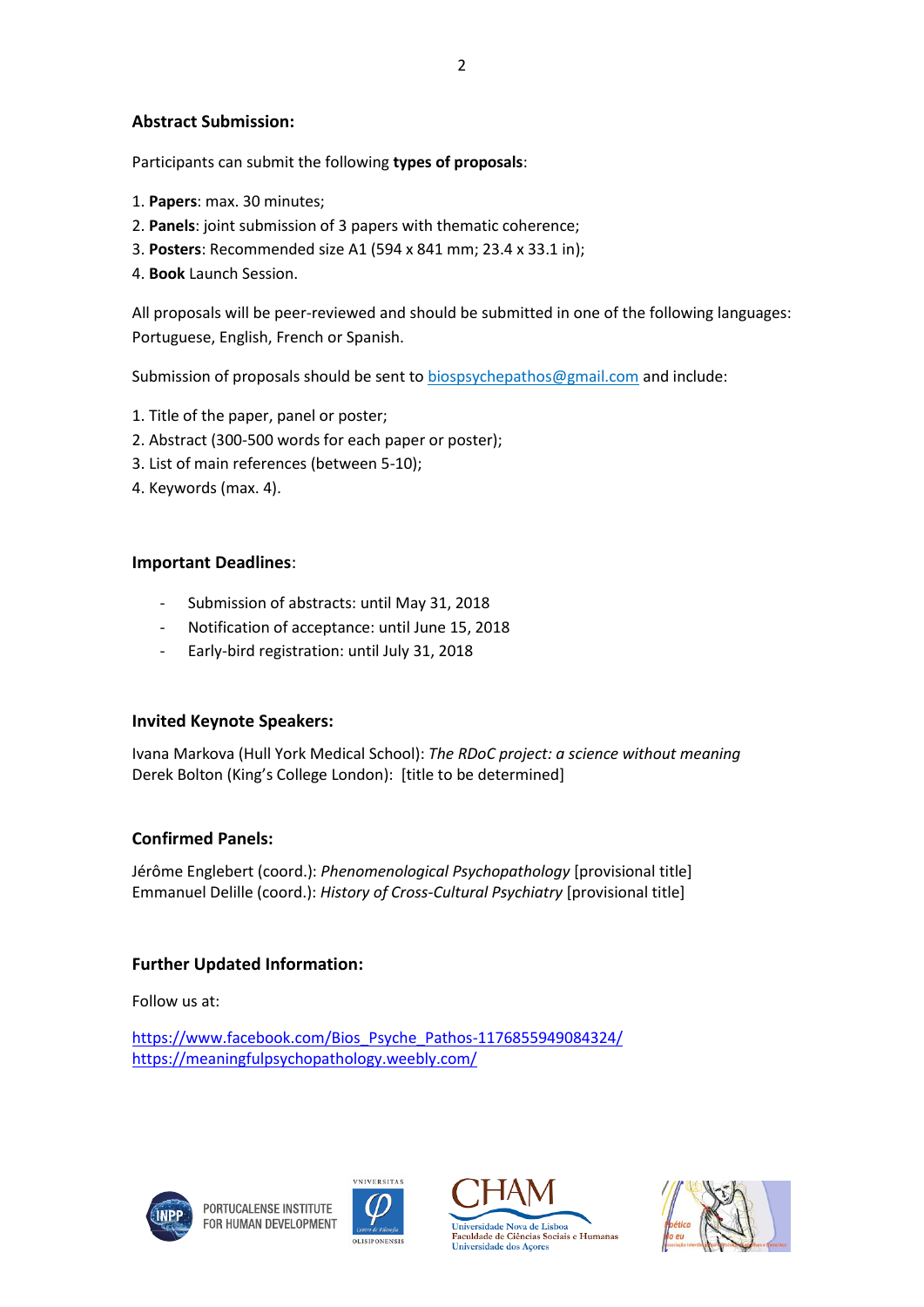### Abstract Submission:

Participants can submit the following **types of proposals**:

1. **Papers**: max. 30 minutes;
2. **Panels**: joint submission of 3 papers with thematic coherence;
3. **Posters**: Recommended size A1 (594 x 841 mm; 23.4 x 33.1 in);
4. **Book** Launch Session.

All proposals will be peer-reviewed and should be submitted in one of the following languages: Portuguese, English, French or Spanish.

Submission of proposals should be sent to biospsychepathos@gmail.com and include:

1. Title of the paper, panel or poster;
2. Abstract (300-500 words for each paper or poster);
3. List of main references (between 5-10);
4. Keywords (max. 4).

### Important Deadlines:

- Submission of abstracts: until May 31, 2018
- Notification of acceptance: until June 15, 2018
- Early-bird registration: until July 31, 2018

### Invited Keynote Speakers:

Ivana Markova (Hull York Medical School): *The RDoC project: a science without meaning*
Derek Bolton (King's College London): [title to be determined]

### Confirmed Panels:

Jérôme Englebert (coord.): *Phenomenological Psychopathology* [provisional title]
Emmanuel Delille (coord.): *History of Cross-Cultural Psychiatry* [provisional title]

### Further Updated Information:

Follow us at:

https://www.facebook.com/Bios_Psyche_Pathos-1176855949084324/
https://meaningfulpsychopathology.weebly.com/

PORTUCALENSE INSTITUTE FOR HUMAN DEVELOPMENT

CHAM Universidade Nova de Lisboa Faculdade de Ciências Sociais e Humanas Universidade dos Açores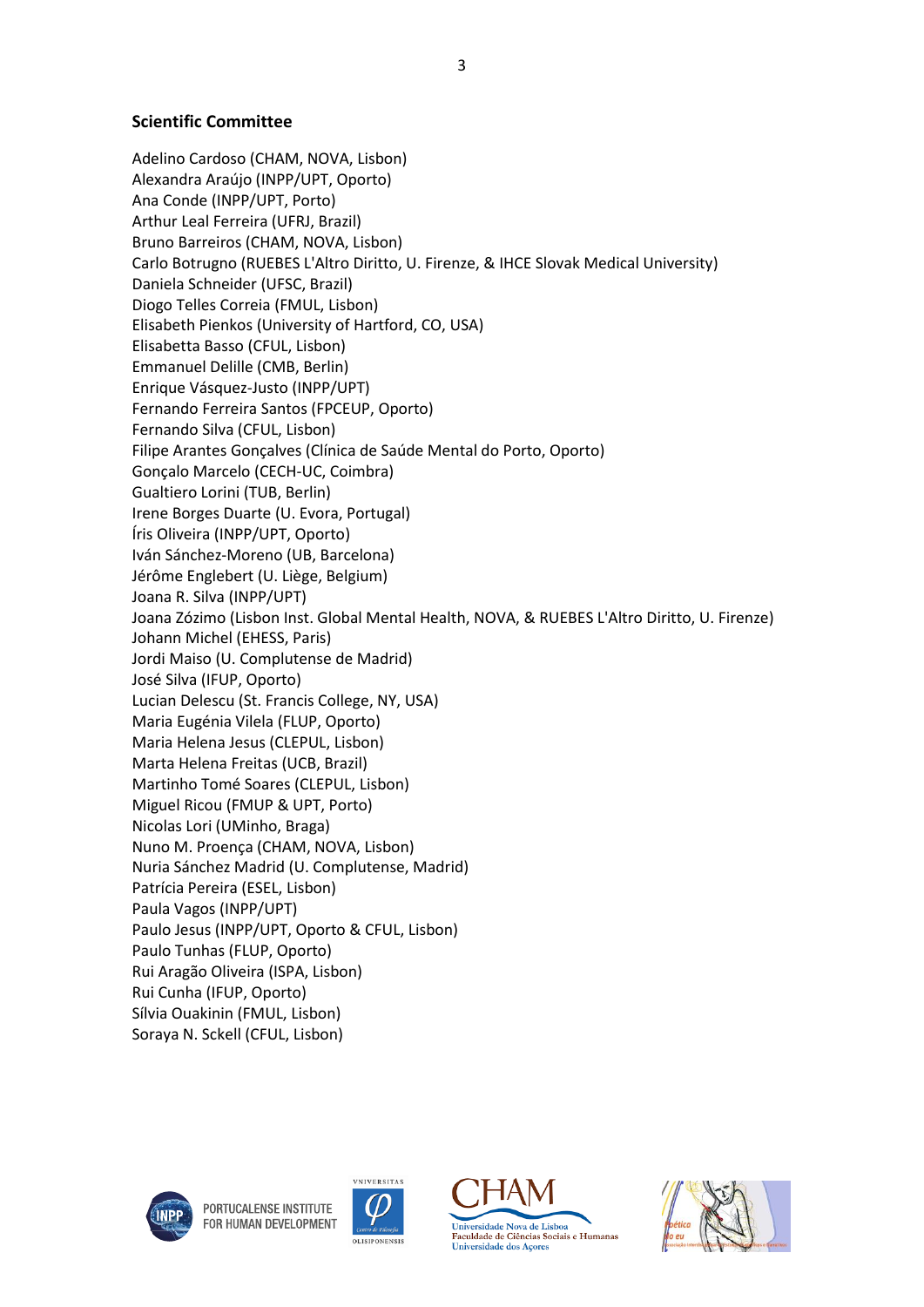**Scientific Committee**

Adelino Cardoso (CHAM, NOVA, Lisbon)
Alexandra Araújo (INPP/UPT, Oporto)
Ana Conde (INPP/UPT, Porto)
Arthur Leal Ferreira (UFRJ, Brazil)
Bruno Barreiros (CHAM, NOVA, Lisbon)
Carlo Botrugno (RUEBES L'Altro Diritto, U. Firenze, & IHCE Slovak Medical University)
Daniela Schneider (UFSC, Brazil)
Diogo Telles Correia (FMUL, Lisbon)
Elisabeth Pienkos (University of Hartford, CO, USA)
Elisabetta Basso (CFUL, Lisbon)
Emmanuel Delille (CMB, Berlin)
Enrique Vásquez-Justo (INPP/UPT)
Fernando Ferreira Santos (FPCEUP, Oporto)
Fernando Silva (CFUL, Lisbon)
Filipe Arantes Gonçalves (Clínica de Saúde Mental do Porto, Oporto)
Gonçalo Marcelo (CECH-UC, Coimbra)
Gualtiero Lorini (TUB, Berlin)
Irene Borges Duarte (U. Evora, Portugal)
Íris Oliveira (INPP/UPT, Oporto)
Iván Sánchez-Moreno (UB, Barcelona)
Jérôme Englebert (U. Liège, Belgium)
Joana R. Silva (INPP/UPT)
Joana Zózimo (Lisbon Inst. Global Mental Health, NOVA, & RUEBES L'Altro Diritto, U. Firenze)
Johann Michel (EHESS, Paris)
Jordi Maiso (U. Complutense de Madrid)
José Silva (IFUP, Oporto)
Lucian Delescu (St. Francis College, NY, USA)
Maria Eugénia Vilela (FLUP, Oporto)
Maria Helena Jesus (CLEPUL, Lisbon)
Marta Helena Freitas (UCB, Brazil)
Martinho Tomé Soares (CLEPUL, Lisbon)
Miguel Ricou (FMUP & UPT, Porto)
Nicolas Lori (UMinho, Braga)
Nuno M. Proença (CHAM, NOVA, Lisbon)
Nuria Sánchez Madrid (U. Complutense, Madrid)
Patrícia Pereira (ESEL, Lisbon)
Paula Vagos (INPP/UPT)
Paulo Jesus (INPP/UPT, Oporto & CFUL, Lisbon)
Paulo Tunhas (FLUP, Oporto)
Rui Aragão Oliveira (ISPA, Lisbon)
Rui Cunha (IFUP, Oporto)
Sílvia Ouakinin (FMUL, Lisbon)
Soraya N. Sckell (CFUL, Lisbon)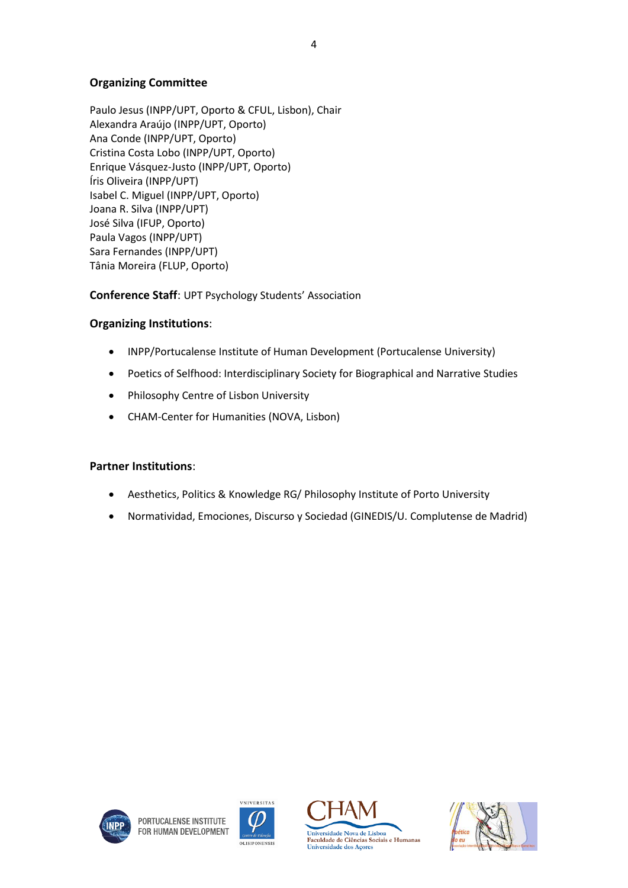**Organizing Committee**

Paulo Jesus (INPP/UPT, Oporto & CFUL, Lisbon), Chair
Alexandra Araújo (INPP/UPT, Oporto)
Ana Conde (INPP/UPT, Oporto)
Cristina Costa Lobo (INPP/UPT, Oporto)
Enrique Vásquez-Justo (INPP/UPT, Oporto)
Íris Oliveira (INPP/UPT)
Isabel C. Miguel (INPP/UPT, Oporto)
Joana R. Silva (INPP/UPT)
José Silva (IFUP, Oporto)
Paula Vagos (INPP/UPT)
Sara Fernandes (INPP/UPT)
Tânia Moreira (FLUP, Oporto)

**Conference Staff**: UPT Psychology Students' Association

**Organizing Institutions**:

- INPP/Portucalense Institute of Human Development (Portucalense University)
- Poetics of Selfhood: Interdisciplinary Society for Biographical and Narrative Studies
- Philosophy Centre of Lisbon University
- CHAM-Center for Humanities (NOVA, Lisbon)

**Partner Institutions**:

- Aesthetics, Politics & Knowledge RG/ Philosophy Institute of Porto University
- Normatividad, Emociones, Discurso y Sociedad (GINEDIS/U. Complutense de Madrid)